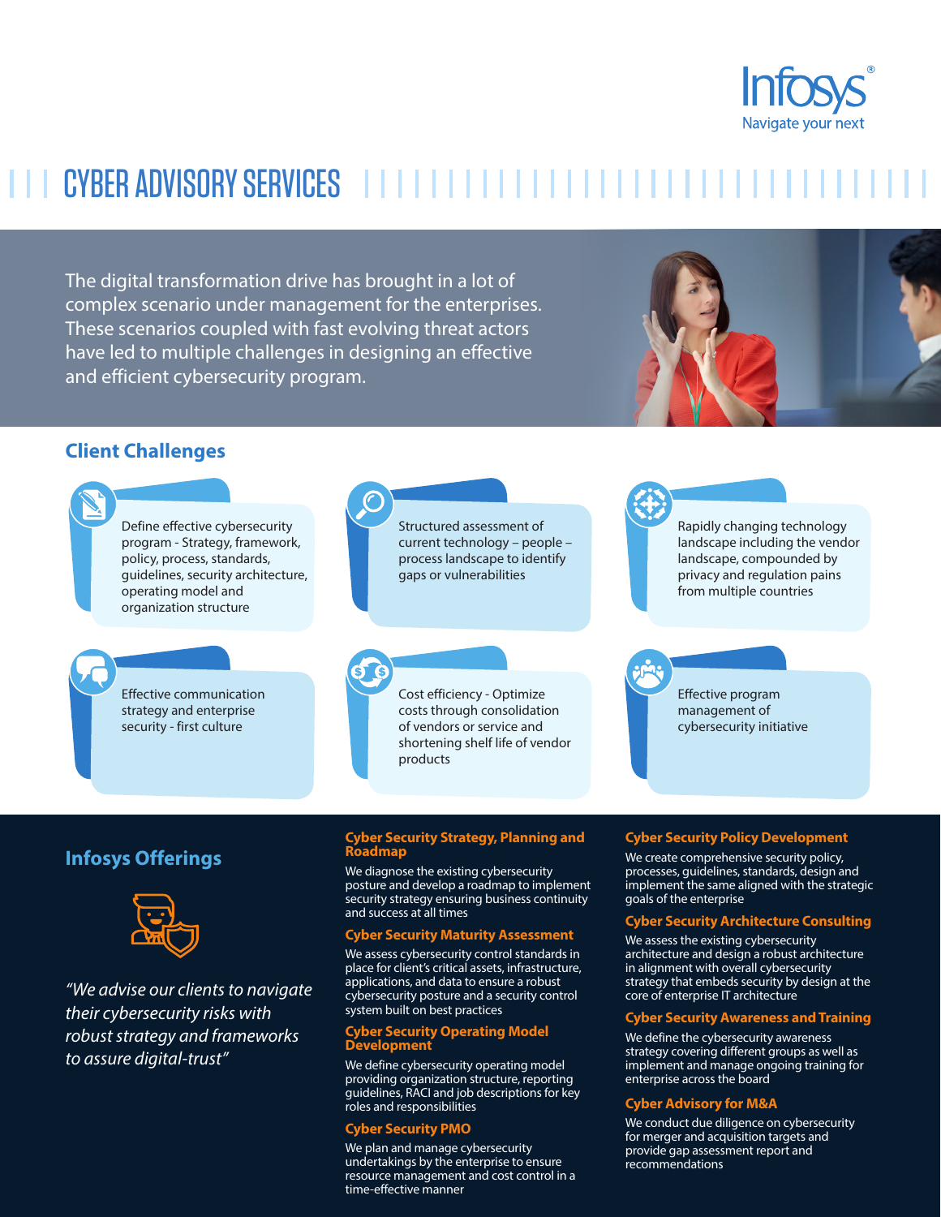Infosys
Navigate your next

# CYBER ADVISORY SERVICES

The digital transformation drive has brought in a lot of complex scenario under management for the enterprises. These scenarios coupled with fast evolving threat actors have led to multiple challenges in designing an effective and efficient cybersecurity program.

## Client Challenges

- Define effective cybersecurity program - Strategy, framework, policy, process, standards, guidelines, security architecture, operating model and organization structure
- Structured assessment of current technology – people – process landscape to identify gaps or vulnerabilities
- Rapidly changing technology landscape including the vendor landscape, compounded by privacy and regulation pains from multiple countries
- Effective communication strategy and enterprise security - first culture
- Cost efficiency - Optimize costs through consolidation of vendors or service and shortening shelf life of vendor products
- Effective program management of cybersecurity initiative

## Infosys Offerings

*"We advise our clients to navigate their cybersecurity risks with robust strategy and frameworks to assure digital-trust"*

### Cyber Security Strategy, Planning and Roadmap

We diagnose the existing cybersecurity posture and develop a roadmap to implement security strategy ensuring business continuity and success at all times

### Cyber Security Maturity Assessment

We assess cybersecurity control standards in place for client's critical assets, infrastructure, applications, and data to ensure a robust cybersecurity posture and a security control system built on best practices

### Cyber Security Operating Model Development

We define cybersecurity operating model providing organization structure, reporting guidelines, RACI and job descriptions for key roles and responsibilities

### Cyber Security PMO

We plan and manage cybersecurity undertakings by the enterprise to ensure resource management and cost control in a time-effective manner

### Cyber Security Policy Development

We create comprehensive security policy, processes, guidelines, standards, design and implement the same aligned with the strategic goals of the enterprise

### Cyber Security Architecture Consulting

We assess the existing cybersecurity architecture and design a robust architecture in alignment with overall cybersecurity strategy that embeds security by design at the core of enterprise IT architecture

### Cyber Security Awareness and Training

We define the cybersecurity awareness strategy covering different groups as well as implement and manage ongoing training for enterprise across the board

### Cyber Advisory for M&A

We conduct due diligence on cybersecurity for merger and acquisition targets and provide gap assessment report and recommendations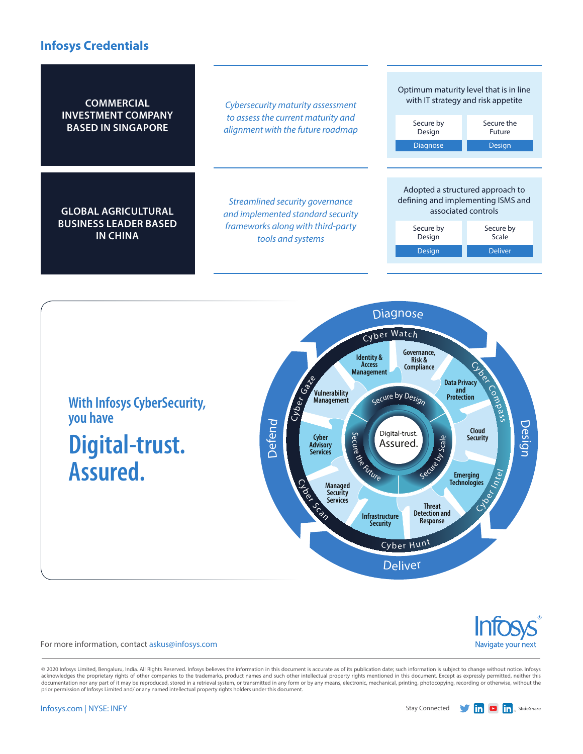## Infosys Credentials

| | | |
|---|---|---|
| **COMMERCIAL INVESTMENT COMPANY BASED IN SINGAPORE** | *Cybersecurity maturity assessment to assess the current maturity and alignment with the future roadmap* | Optimum maturity level that is in line with IT strategy and risk appetite<br>Secure by Design – Diagnose<br>Secure the Future – Design |
| **GLOBAL AGRICULTURAL BUSINESS LEADER BASED IN CHINA** | *Streamlined security governance and implemented standard security frameworks along with third-party tools and systems* | Adopted a structured approach to defining and implementing ISMS and associated controls<br>Secure by Design – Design<br>Secure by Scale – Deliver |

With Infosys CyberSecurity, you have

# Digital-trust. Assured.

Diagnose
Design
Deliver
Defend

Cyber Watch
Cyber Compass
Cyber Intel
Cyber Hunt
Cyber Scan
Cyber Gaze

Identity & Access Management
Governance, Risk & Compliance
Data Privacy and Protection
Cloud Security
Emerging Technologies
Threat Detection and Response
Infrastructure Security
Managed Security Services
Cyber Advisory Services
Vulnerability Management

Secure by Design
Secure by Scale
Secure the Future

Digital-trust. Assured.

For more information, contact askus@infosys.com

Infosys
Navigate your next

© 2020 Infosys Limited, Bengaluru, India. All Rights Reserved. Infosys believes the information in this document is accurate as of its publication date; such information is subject to change without notice. Infosys acknowledges the proprietary rights of other companies to the trademarks, product names and such other intellectual property rights mentioned in this document. Except as expressly permitted, neither this documentation nor any part of it may be reproduced, stored in a retrieval system, or transmitted in any form or by any means, electronic, mechanical, printing, photocopying, recording or otherwise, without the prior permission of Infosys Limited and/ or any named intellectual property rights holders under this document.

Infosys.com | NYSE: INFY

Stay Connected